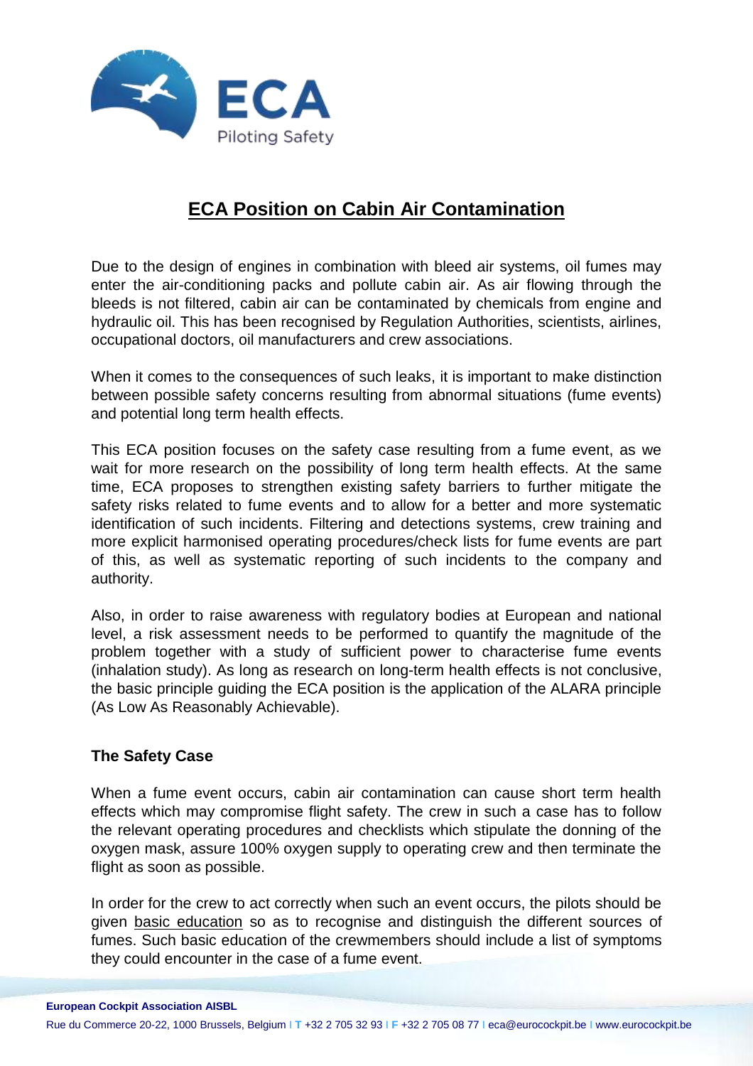# ECA Position on Cabin Air Contamination

Due to the design of engines in combination with bleed air systems, oil fumes may enter the air-conditioning packs and pollute cabin air. As air flowing through the bleeds is not filtered, cabin air can be contaminated by chemicals from engine and hydraulic oil. This has been recognised by Regulation Authorities, scientists, airlines, occupational doctors, oil manufacturers and crew associations.

When it comes to the consequences of such leaks, it is important to make distinction between possible safety concerns resulting from abnormal situations (fume events) and potential long term health effects.

This ECA position focuses on the safety case resulting from a fume event, as we wait for more research on the possibility of long term health effects. At the same time, ECA proposes to strengthen existing safety barriers to further mitigate the safety risks related to fume events and to allow for a better and more systematic identification of such incidents. Filtering and detections systems, crew training and more explicit harmonised operating procedures/check lists for fume events are part of this, as well as systematic reporting of such incidents to the company and authority.

Also, in order to raise awareness with regulatory bodies at European and national level, a risk assessment needs to be performed to quantify the magnitude of the problem together with a study of sufficient power to characterise fume events (inhalation study). As long as research on long-term health effects is not conclusive, the basic principle guiding the ECA position is the application of the ALARA principle (As Low As Reasonably Achievable).

## The Safety Case

When a fume event occurs, cabin air contamination can cause short term health effects which may compromise flight safety. The crew in such a case has to follow the relevant operating procedures and checklists which stipulate the donning of the oxygen mask, assure 100% oxygen supply to operating crew and then terminate the flight as soon as possible.

In order for the crew to act correctly when such an event occurs, the pilots should be given basic education so as to recognise and distinguish the different sources of fumes. Such basic education of the crewmembers should include a list of symptoms they could encounter in the case of a fume event.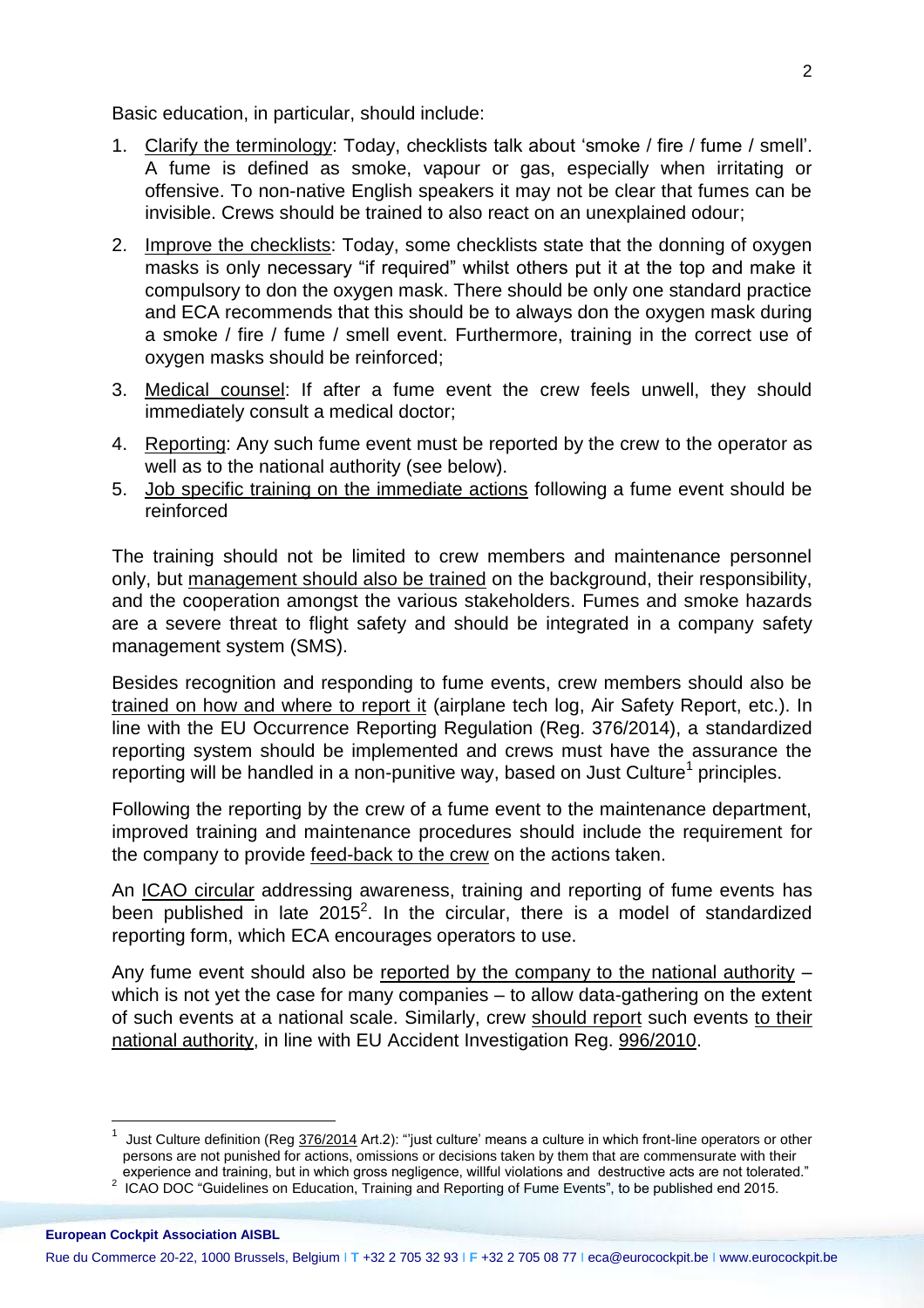Basic education, in particular, should include:

1. Clarify the terminology: Today, checklists talk about 'smoke / fire / fume / smell'. A fume is defined as smoke, vapour or gas, especially when irritating or offensive. To non-native English speakers it may not be clear that fumes can be invisible. Crews should be trained to also react on an unexplained odour;
2. Improve the checklists: Today, some checklists state that the donning of oxygen masks is only necessary "if required" whilst others put it at the top and make it compulsory to don the oxygen mask. There should be only one standard practice and ECA recommends that this should be to always don the oxygen mask during a smoke / fire / fume / smell event. Furthermore, training in the correct use of oxygen masks should be reinforced;
3. Medical counsel: If after a fume event the crew feels unwell, they should immediately consult a medical doctor;
4. Reporting: Any such fume event must be reported by the crew to the operator as well as to the national authority (see below).
5. Job specific training on the immediate actions following a fume event should be reinforced

The training should not be limited to crew members and maintenance personnel only, but management should also be trained on the background, their responsibility, and the cooperation amongst the various stakeholders. Fumes and smoke hazards are a severe threat to flight safety and should be integrated in a company safety management system (SMS).

Besides recognition and responding to fume events, crew members should also be trained on how and where to report it (airplane tech log, Air Safety Report, etc.). In line with the EU Occurrence Reporting Regulation (Reg. 376/2014), a standardized reporting system should be implemented and crews must have the assurance the reporting will be handled in a non-punitive way, based on Just Culture[1] principles.

Following the reporting by the crew of a fume event to the maintenance department, improved training and maintenance procedures should include the requirement for the company to provide feed-back to the crew on the actions taken.

An ICAO circular addressing awareness, training and reporting of fume events has been published in late 2015[2]. In the circular, there is a model of standardized reporting form, which ECA encourages operators to use.

Any fume event should also be reported by the company to the national authority – which is not yet the case for many companies – to allow data-gathering on the extent of such events at a national scale. Similarly, crew should report such events to their national authority, in line with EU Accident Investigation Reg. 996/2010.

---

[1] Just Culture definition (Reg 376/2014 Art.2): "'just culture' means a culture in which front-line operators or other persons are not punished for actions, omissions or decisions taken by them that are commensurate with their experience and training, but in which gross negligence, willful violations and destructive acts are not tolerated."

[2] ICAO DOC "Guidelines on Education, Training and Reporting of Fume Events", to be published end 2015.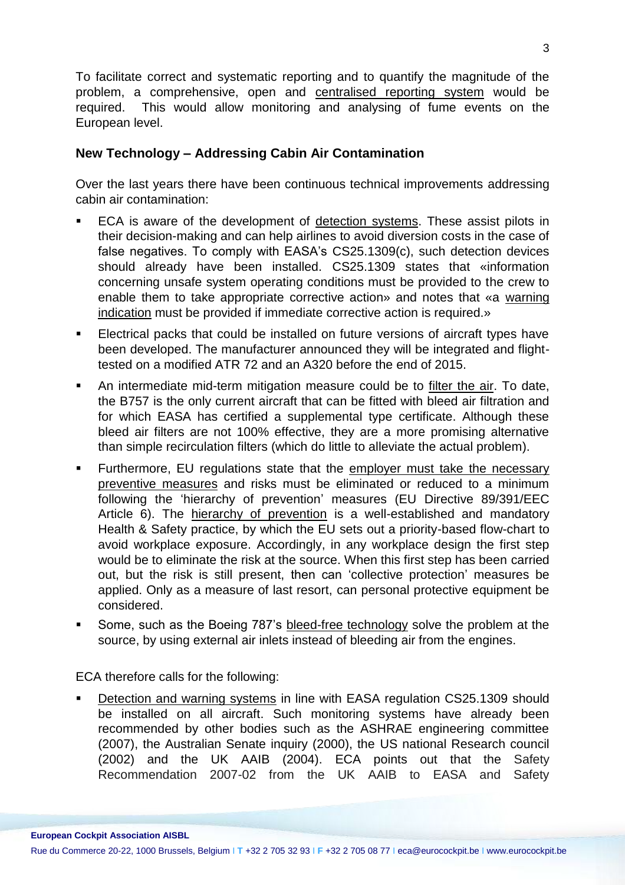To facilitate correct and systematic reporting and to quantify the magnitude of the problem, a comprehensive, open and centralised reporting system would be required. This would allow monitoring and analysing of fume events on the European level.

### New Technology – Addressing Cabin Air Contamination

Over the last years there have been continuous technical improvements addressing cabin air contamination:

- ECA is aware of the development of detection systems. These assist pilots in their decision-making and can help airlines to avoid diversion costs in the case of false negatives. To comply with EASA's CS25.1309(c), such detection devices should already have been installed. CS25.1309 states that «information concerning unsafe system operating conditions must be provided to the crew to enable them to take appropriate corrective action» and notes that «a warning indication must be provided if immediate corrective action is required.»
- Electrical packs that could be installed on future versions of aircraft types have been developed. The manufacturer announced they will be integrated and flight-tested on a modified ATR 72 and an A320 before the end of 2015.
- An intermediate mid-term mitigation measure could be to filter the air. To date, the B757 is the only current aircraft that can be fitted with bleed air filtration and for which EASA has certified a supplemental type certificate. Although these bleed air filters are not 100% effective, they are a more promising alternative than simple recirculation filters (which do little to alleviate the actual problem).
- Furthermore, EU regulations state that the employer must take the necessary preventive measures and risks must be eliminated or reduced to a minimum following the 'hierarchy of prevention' measures (EU Directive 89/391/EEC Article 6). The hierarchy of prevention is a well-established and mandatory Health & Safety practice, by which the EU sets out a priority-based flow-chart to avoid workplace exposure. Accordingly, in any workplace design the first step would be to eliminate the risk at the source. When this first step has been carried out, but the risk is still present, then can 'collective protection' measures be applied. Only as a measure of last resort, can personal protective equipment be considered.
- Some, such as the Boeing 787's bleed-free technology solve the problem at the source, by using external air inlets instead of bleeding air from the engines.

ECA therefore calls for the following:

- Detection and warning systems in line with EASA regulation CS25.1309 should be installed on all aircraft. Such monitoring systems have already been recommended by other bodies such as the ASHRAE engineering committee (2007), the Australian Senate inquiry (2000), the US national Research council (2002) and the UK AAIB (2004). ECA points out that the Safety Recommendation 2007-02 from the UK AAIB to EASA and Safety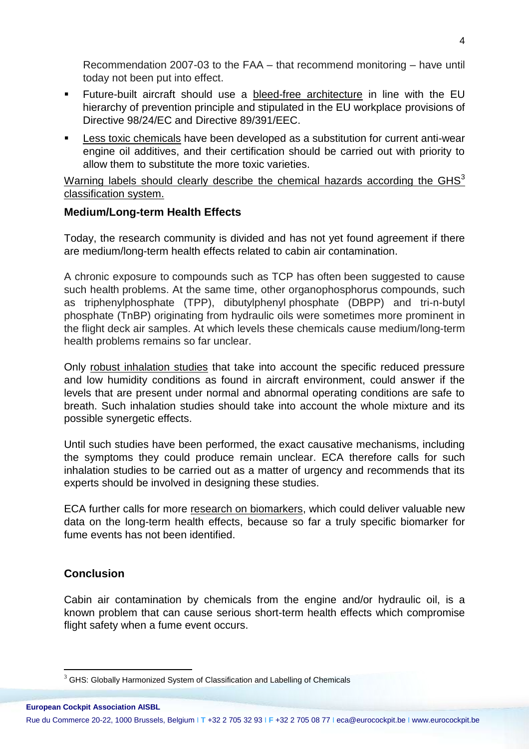Recommendation 2007-03 to the FAA – that recommend monitoring – have until today not been put into effect.

- Future-built aircraft should use a bleed-free architecture in line with the EU hierarchy of prevention principle and stipulated in the EU workplace provisions of Directive 98/24/EC and Directive 89/391/EEC.
- Less toxic chemicals have been developed as a substitution for current anti-wear engine oil additives, and their certification should be carried out with priority to allow them to substitute the more toxic varieties.

Warning labels should clearly describe the chemical hazards according the GHS[3] classification system.

**Medium/Long-term Health Effects**

Today, the research community is divided and has not yet found agreement if there are medium/long-term health effects related to cabin air contamination.

A chronic exposure to compounds such as TCP has often been suggested to cause such health problems. At the same time, other organophosphorus compounds, such as triphenylphosphate (TPP), dibutylphenyl phosphate (DBPP) and tri-n-butyl phosphate (TnBP) originating from hydraulic oils were sometimes more prominent in the flight deck air samples. At which levels these chemicals cause medium/long-term health problems remains so far unclear.

Only robust inhalation studies that take into account the specific reduced pressure and low humidity conditions as found in aircraft environment, could answer if the levels that are present under normal and abnormal operating conditions are safe to breath. Such inhalation studies should take into account the whole mixture and its possible synergetic effects.

Until such studies have been performed, the exact causative mechanisms, including the symptoms they could produce remain unclear. ECA therefore calls for such inhalation studies to be carried out as a matter of urgency and recommends that its experts should be involved in designing these studies.

ECA further calls for more research on biomarkers, which could deliver valuable new data on the long-term health effects, because so far a truly specific biomarker for fume events has not been identified.

**Conclusion**

Cabin air contamination by chemicals from the engine and/or hydraulic oil, is a known problem that can cause serious short-term health effects which compromise flight safety when a fume event occurs.

[3] GHS: Globally Harmonized System of Classification and Labelling of Chemicals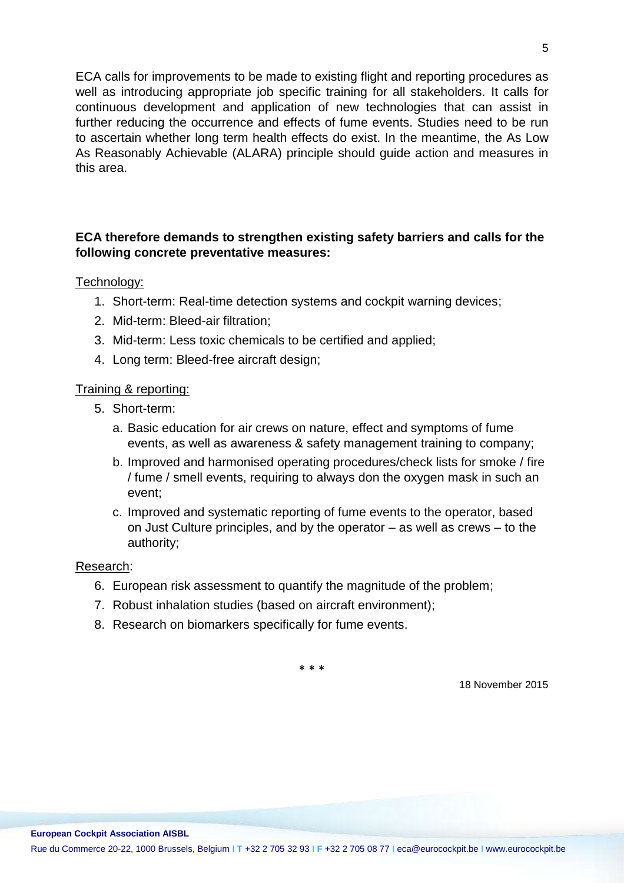ECA calls for improvements to be made to existing flight and reporting procedures as well as introducing appropriate job specific training for all stakeholders. It calls for continuous development and application of new technologies that can assist in further reducing the occurrence and effects of fume events. Studies need to be run to ascertain whether long term health effects do exist. In the meantime, the As Low As Reasonably Achievable (ALARA) principle should guide action and measures in this area.

**ECA therefore demands to strengthen existing safety barriers and calls for the following concrete preventative measures:**

<u>Technology:</u>

1. Short-term: Real-time detection systems and cockpit warning devices;
2. Mid-term: Bleed-air filtration;
3. Mid-term: Less toxic chemicals to be certified and applied;
4. Long term: Bleed-free aircraft design;

<u>Training & reporting:</u>

5. Short-term:
   a. Basic education for air crews on nature, effect and symptoms of fume events, as well as awareness & safety management training to company;
   b. Improved and harmonised operating procedures/check lists for smoke / fire / fume / smell events, requiring to always don the oxygen mask in such an event;
   c. Improved and systematic reporting of fume events to the operator, based on Just Culture principles, and by the operator – as well as crews – to the authority;

<u>Research</u>:

6. European risk assessment to quantify the magnitude of the problem;
7. Robust inhalation studies (based on aircraft environment);
8. Research on biomarkers specifically for fume events.

\* \* \*

18 November 2015

**European Cockpit Association AISBL**

Rue du Commerce 20-22, 1000 Brussels, Belgium I T +32 2 705 32 93 I F +32 2 705 08 77 I eca@eurocockpit.be I www.eurocockpit.be